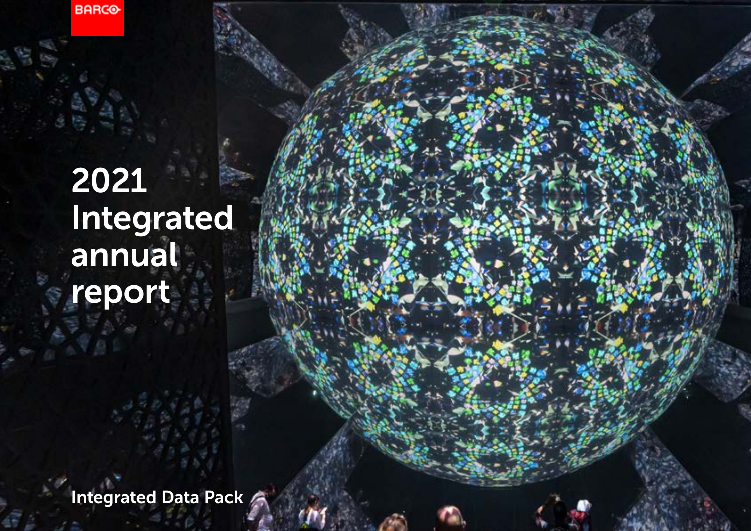BARCO

# 2021 Integrated annual report

Integrated Data Pack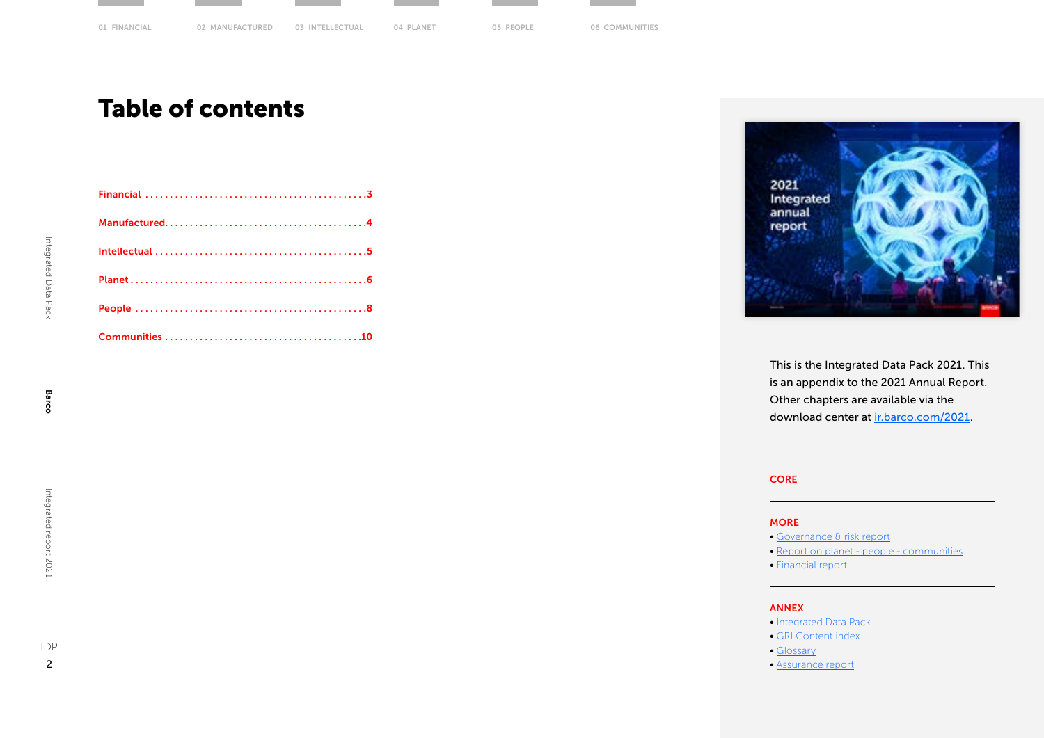# Table of contents

Financial ............................................3

Manufactured........................................4

Intellectual ..........................................5

Planet ...............................................6

People ...............................................8

Communities .......................................10

This is the Integrated Data Pack 2021. This is an appendix to the 2021 Annual Report. Other chapters are available via the download center at ir.barco.com/2021.

**CORE**

**MORE**

- Governance & risk report
- Report on planet - people - communities
- Financial report

**ANNEX**

- Integrated Data Pack
- GRI Content index
- Glossary
- Assurance report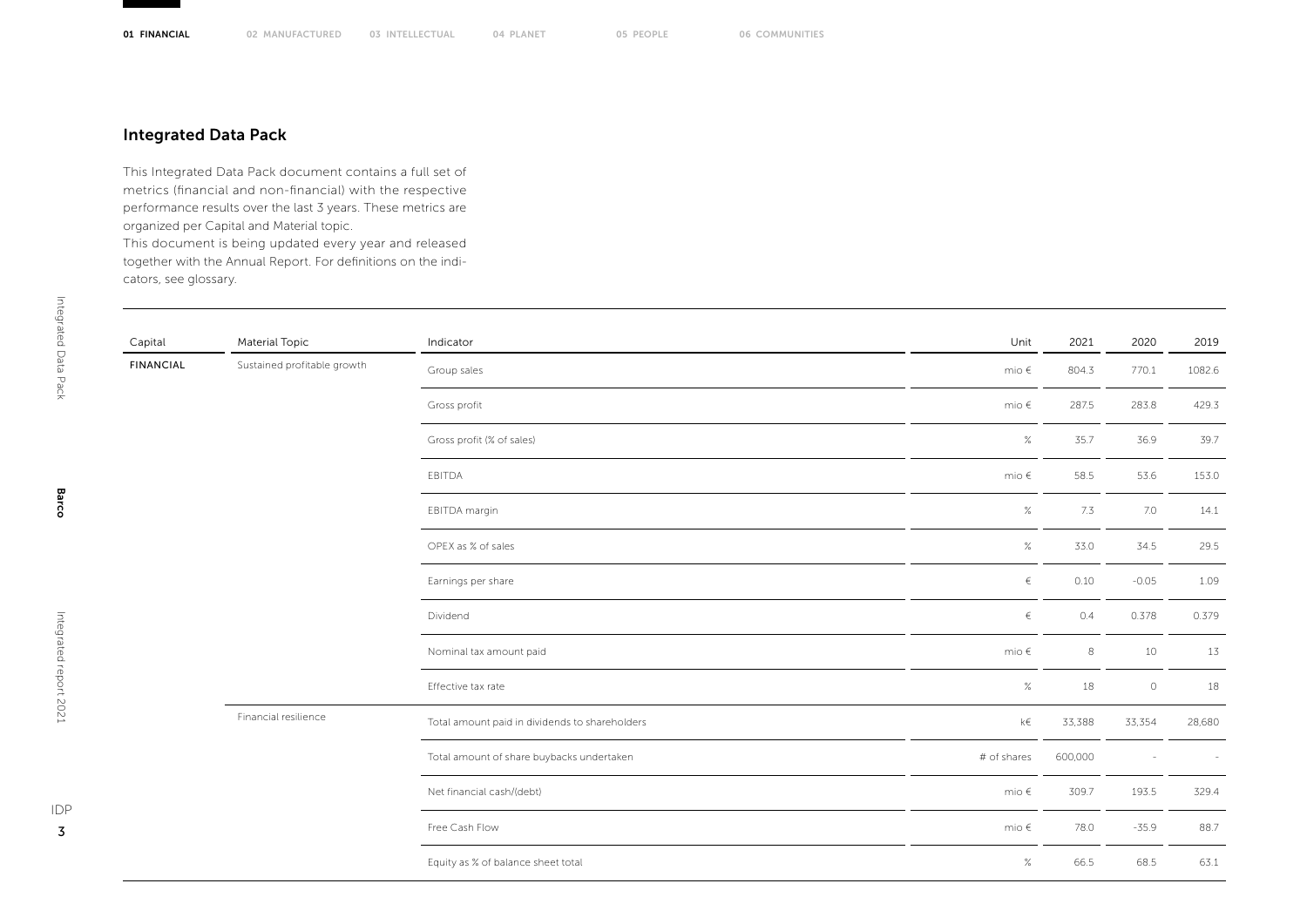## Integrated Data Pack

This Integrated Data Pack document contains a full set of metrics (financial and non-financial) with the respective performance results over the last 3 years. These metrics are organized per Capital and Material topic.
This document is being updated every year and released together with the Annual Report. For definitions on the indicators, see glossary.

| Capital | Material Topic | Indicator | Unit | 2021 | 2020 | 2019 |
|---|---|---|---|---|---|---|
| FINANCIAL | Sustained profitable growth | Group sales | mio € | 804.3 | 770.1 | 1082.6 |
| | | Gross profit | mio € | 287.5 | 283.8 | 429.3 |
| | | Gross profit (% of sales) | % | 35.7 | 36.9 | 39.7 |
| | | EBITDA | mio € | 58.5 | 53.6 | 153.0 |
| | | EBITDA margin | % | 7.3 | 7.0 | 14.1 |
| | | OPEX as % of sales | % | 33.0 | 34.5 | 29.5 |
| | | Earnings per share | € | 0.10 | -0.05 | 1.09 |
| | | Dividend | € | 0.4 | 0.378 | 0.379 |
| | | Nominal tax amount paid | mio € | 8 | 10 | 13 |
| | | Effective tax rate | % | 18 | 0 | 18 |
| | Financial resilience | Total amount paid in dividends to shareholders | k€ | 33,388 | 33,354 | 28,680 |
| | | Total amount of share buybacks undertaken | # of shares | 600,000 | - | - |
| | | Net financial cash/(debt) | mio € | 309.7 | 193.5 | 329.4 |
| | | Free Cash Flow | mio € | 78.0 | -35.9 | 88.7 |
| | | Equity as % of balance sheet total | % | 66.5 | 68.5 | 63.1 |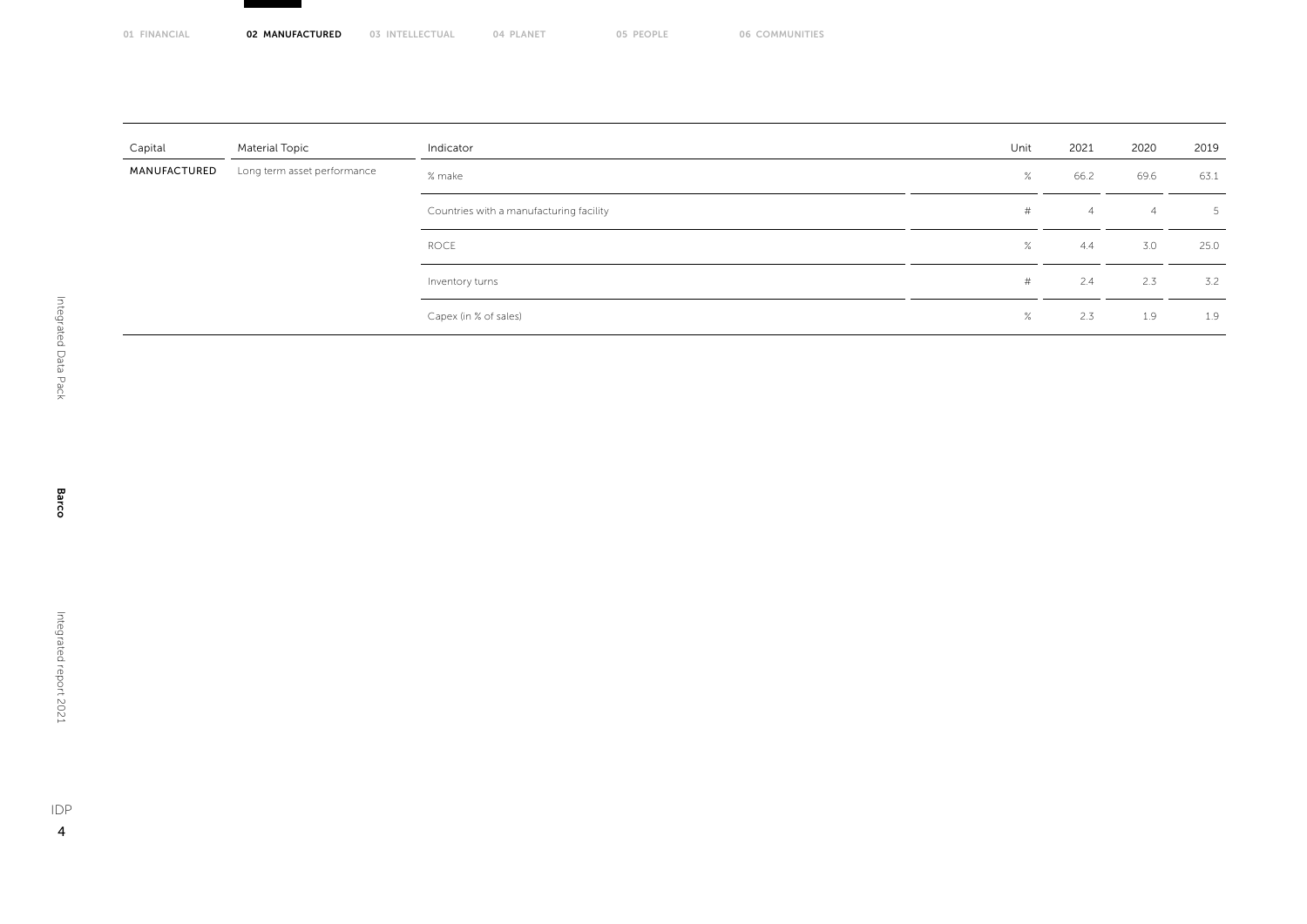| Capital | Material Topic | Indicator | Unit | 2021 | 2020 | 2019 |
|---|---|---|---|---|---|---|
| MANUFACTURED | Long term asset performance | % make | % | 66.2 | 69.6 | 63.1 |
| | | Countries with a manufacturing facility | # | 4 | 4 | 5 |
| | | ROCE | % | 4.4 | 3.0 | 25.0 |
| | | Inventory turns | # | 2.4 | 2.3 | 3.2 |
| | | Capex (in % of sales) | % | 2.3 | 1.9 | 1.9 |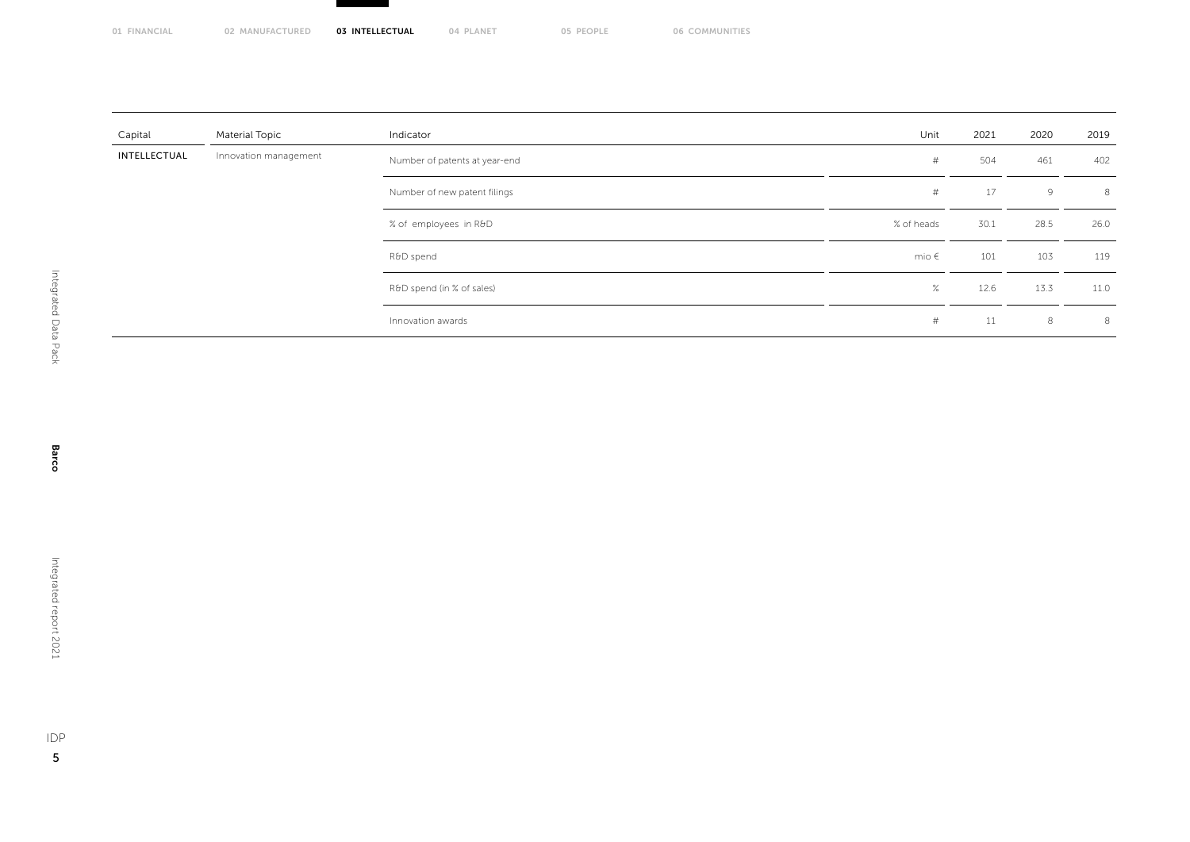| Capital | Material Topic | Indicator | Unit | 2021 | 2020 | 2019 |
|---|---|---|---|---|---|---|
| INTELLECTUAL | Innovation management | Number of patents at year-end | # | 504 | 461 | 402 |
| | | Number of new patent filings | # | 17 | 9 | 8 |
| | | % of employees in R&D | % of heads | 30.1 | 28.5 | 26.0 |
| | | R&D spend | mio € | 101 | 103 | 119 |
| | | R&D spend (in % of sales) | % | 12.6 | 13.3 | 11.0 |
| | | Innovation awards | # | 11 | 8 | 8 |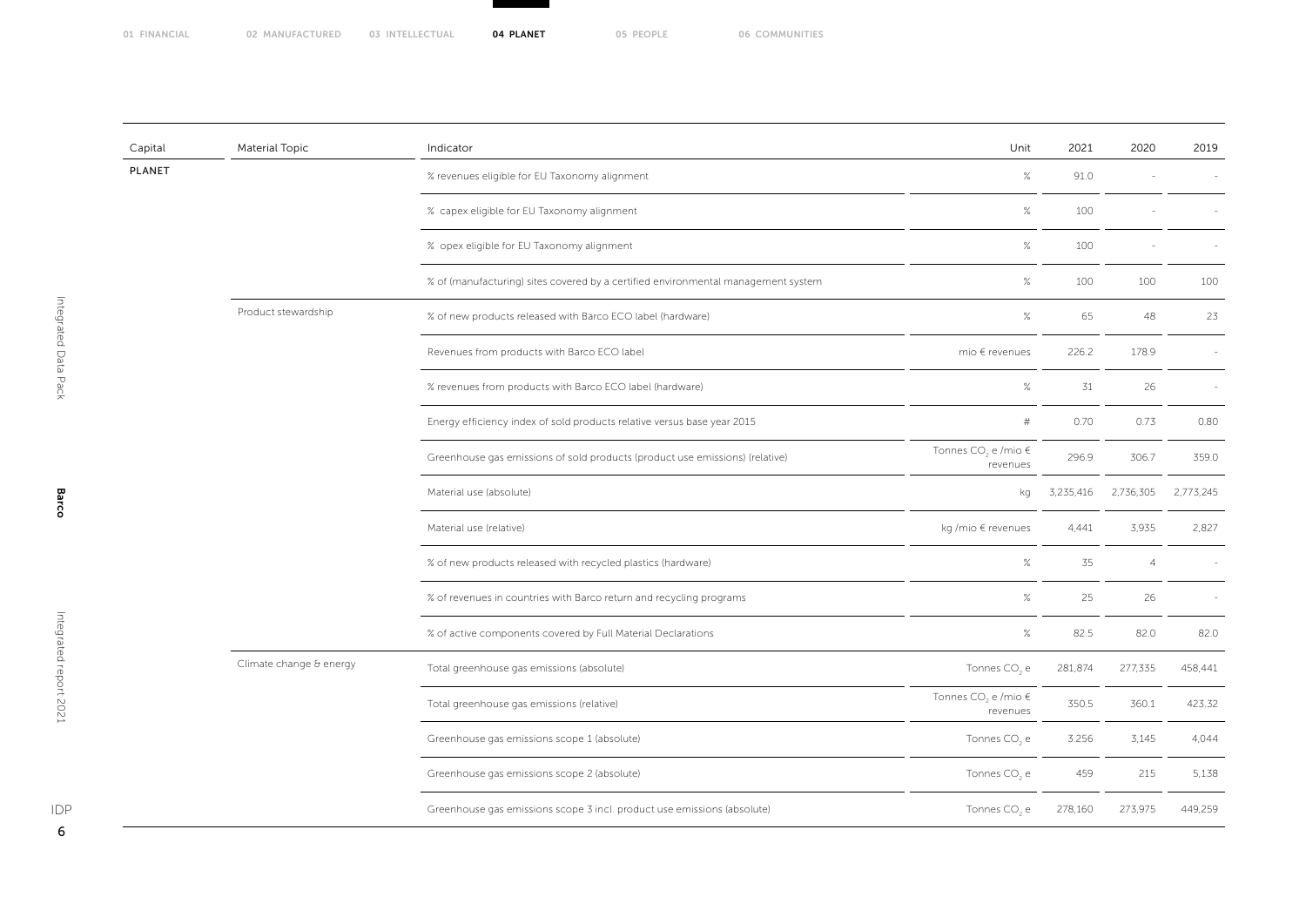| Capital | Material Topic | Indicator | Unit | 2021 | 2020 | 2019 |
|---|---|---|---|---|---|---|
| PLANET | | % revenues eligible for EU Taxonomy alignment | % | 91.0 | - | - |
| | | % capex eligible for EU Taxonomy alignment | % | 100 | - | - |
| | | % opex eligible for EU Taxonomy alignment | % | 100 | - | - |
| | | % of (manufacturing) sites covered by a certified environmental management system | % | 100 | 100 | 100 |
| | Product stewardship | % of new products released with Barco ECO label (hardware) | % | 65 | 48 | 23 |
| | | Revenues from products with Barco ECO label | mio € revenues | 226.2 | 178.9 | - |
| | | % revenues from products with Barco ECO label (hardware) | % | 31 | 26 | - |
| | | Energy efficiency index of sold products relative versus base year 2015 | # | 0.70 | 0.73 | 0.80 |
| | | Greenhouse gas emissions of sold products (product use emissions) (relative) | Tonnes $CO_2$ e /mio € revenues | 296.9 | 306.7 | 359.0 |
| | | Material use (absolute) | kg | 3,235,416 | 2,736,305 | 2,773,245 |
| | | Material use (relative) | kg /mio € revenues | 4,441 | 3,935 | 2,827 |
| | | % of new products released with recycled plastics (hardware) | % | 35 | 4 | - |
| | | % of revenues in countries with Barco return and recycling programs | % | 25 | 26 | - |
| | | % of active components covered by Full Material Declarations | % | 82.5 | 82.0 | 82.0 |
| | Climate change & energy | Total greenhouse gas emissions (absolute) | Tonnes $CO_2$ e | 281,874 | 277,335 | 458,441 |
| | | Total greenhouse gas emissions (relative) | Tonnes $CO_2$ e /mio € revenues | 350.5 | 360.1 | 423.32 |
| | | Greenhouse gas emissions scope 1 (absolute) | Tonnes $CO_2$ e | 3.256 | 3,145 | 4,044 |
| | | Greenhouse gas emissions scope 2 (absolute) | Tonnes $CO_2$ e | 459 | 215 | 5,138 |
| | | Greenhouse gas emissions scope 3 incl. product use emissions (absolute) | Tonnes $CO_2$ e | 278,160 | 273,975 | 449,259 |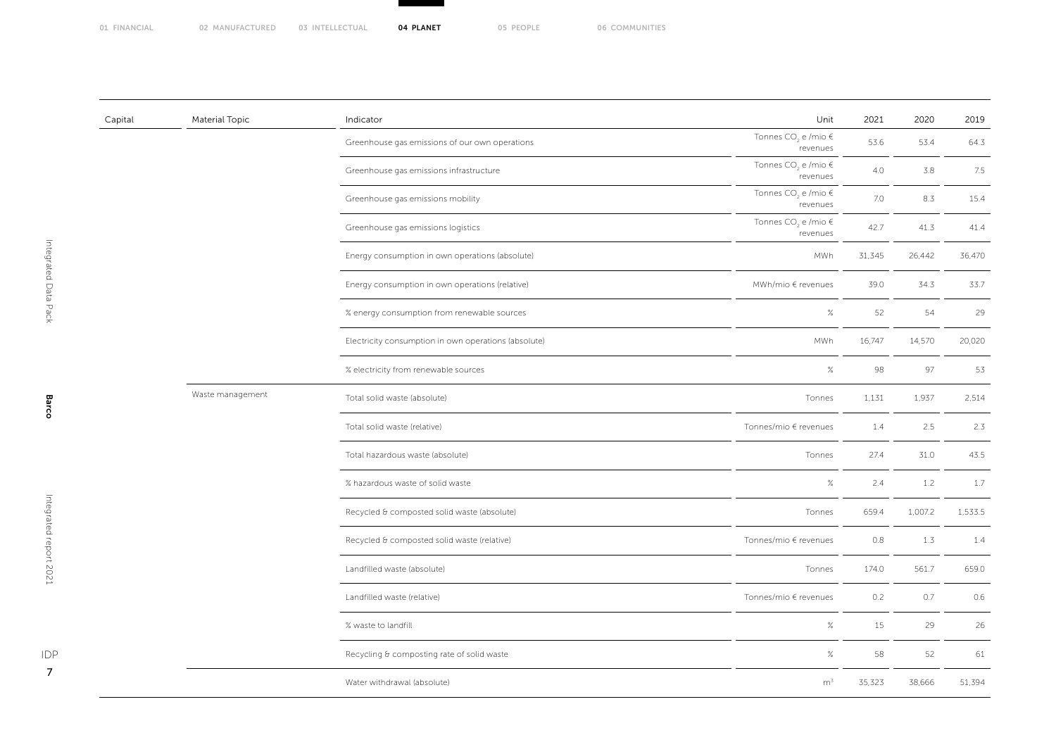| Capital | Material Topic | Indicator | Unit | 2021 | 2020 | 2019 |
|---|---|---|---|---|---|---|
| | | Greenhouse gas emissions of our own operations | Tonnes $CO_2$ e /mio € revenues | 53.6 | 53.4 | 64.3 |
| | | Greenhouse gas emissions infrastructure | Tonnes $CO_2$ e /mio € revenues | 4.0 | 3.8 | 7.5 |
| | | Greenhouse gas emissions mobility | Tonnes $CO_2$ e /mio € revenues | 7.0 | 8.3 | 15.4 |
| | | Greenhouse gas emissions logistics | Tonnes $CO_2$ e /mio € revenues | 42.7 | 41.3 | 41.4 |
| | | Energy consumption in own operations (absolute) | MWh | 31,345 | 26,442 | 36,470 |
| | | Energy consumption in own operations (relative) | MWh/mio € revenues | 39.0 | 34.3 | 33.7 |
| | | % energy consumption from renewable sources | % | 52 | 54 | 29 |
| | | Electricity consumption in own operations (absolute) | MWh | 16,747 | 14,570 | 20,020 |
| | | % electricity from renewable sources | % | 98 | 97 | 53 |
| | Waste management | Total solid waste (absolute) | Tonnes | 1,131 | 1,937 | 2,514 |
| | | Total solid waste (relative) | Tonnes/mio € revenues | 1.4 | 2.5 | 2.3 |
| | | Total hazardous waste (absolute) | Tonnes | 27.4 | 31.0 | 43.5 |
| | | % hazardous waste of solid waste | % | 2.4 | 1.2 | 1.7 |
| | | Recycled & composted solid waste (absolute) | Tonnes | 659.4 | 1,007.2 | 1,533.5 |
| | | Recycled & composted solid waste (relative) | Tonnes/mio € revenues | 0.8 | 1.3 | 1.4 |
| | | Landfilled waste (absolute) | Tonnes | 174.0 | 561.7 | 659.0 |
| | | Landfilled waste (relative) | Tonnes/mio € revenues | 0.2 | 0.7 | 0.6 |
| | | % waste to landfill | % | 15 | 29 | 26 |
| | | Recycling & composting rate of solid waste | % | 58 | 52 | 61 |
| | | Water withdrawal (absolute) | $m^3$ | 35,323 | 38,666 | 51,394 |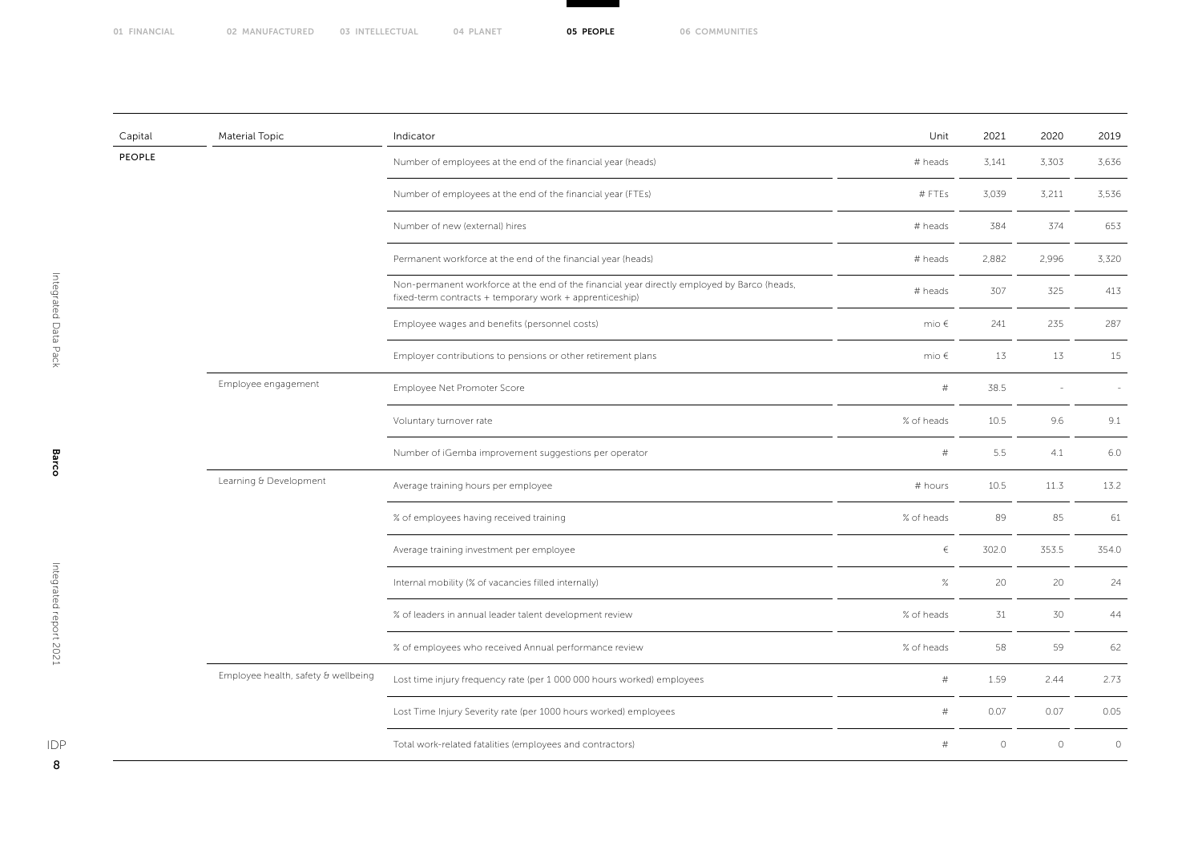| Capital | Material Topic | Indicator | Unit | 2021 | 2020 | 2019 |
|---|---|---|---|---|---|---|
| PEOPLE | | Number of employees at the end of the financial year (heads) | # heads | 3,141 | 3,303 | 3,636 |
| | | Number of employees at the end of the financial year (FTEs) | # FTEs | 3,039 | 3,211 | 3,536 |
| | | Number of new (external) hires | # heads | 384 | 374 | 653 |
| | | Permanent workforce at the end of the financial year (heads) | # heads | 2,882 | 2,996 | 3,320 |
| | | Non-permanent workforce at the end of the financial year directly employed by Barco (heads, fixed-term contracts + temporary work + apprenticeship) | # heads | 307 | 325 | 413 |
| | | Employee wages and benefits (personnel costs) | mio € | 241 | 235 | 287 |
| | | Employer contributions to pensions or other retirement plans | mio € | 13 | 13 | 15 |
| | Employee engagement | Employee Net Promoter Score | # | 38.5 | - | - |
| | | Voluntary turnover rate | % of heads | 10.5 | 9.6 | 9.1 |
| | | Number of iGemba improvement suggestions per operator | # | 5.5 | 4.1 | 6.0 |
| | Learning & Development | Average training hours per employee | # hours | 10.5 | 11.3 | 13.2 |
| | | % of employees having received training | % of heads | 89 | 85 | 61 |
| | | Average training investment per employee | € | 302.0 | 353.5 | 354.0 |
| | | Internal mobility (% of vacancies filled internally) | % | 20 | 20 | 24 |
| | | % of leaders in annual leader talent development review | % of heads | 31 | 30 | 44 |
| | | % of employees who received Annual performance review | % of heads | 58 | 59 | 62 |
| | Employee health, safety & wellbeing | Lost time injury frequency rate (per 1 000 000 hours worked) employees | # | 1.59 | 2.44 | 2.73 |
| | | Lost Time Injury Severity rate (per 1000 hours worked) employees | # | 0.07 | 0.07 | 0.05 |
| | | Total work-related fatalities (employees and contractors) | # | 0 | 0 | 0 |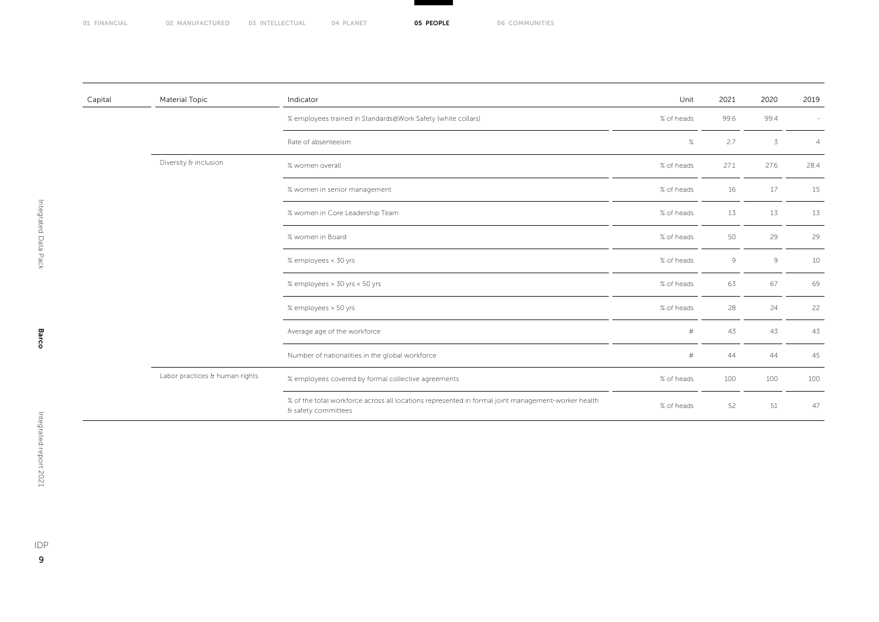| Capital | Material Topic | Indicator | Unit | 2021 | 2020 | 2019 |
|---|---|---|---|---|---|---|
| | | % employees trained in Standards@Work Safety (white collars) | % of heads | 99.6 | 99.4 | - |
| | | Rate of absenteeism | % | 2.7 | 3 | 4 |
| | Diversity & inclusion | % women overall | % of heads | 27.1 | 27.6 | 28.4 |
| | | % women in senior management | % of heads | 16 | 17 | 15 |
| | | % women in Core Leadership Team | % of heads | 13 | 13 | 13 |
| | | % women in Board | % of heads | 50 | 29 | 29 |
| | | % employees < 30 yrs | % of heads | 9 | 9 | 10 |
| | | % employees > 30 yrs < 50 yrs | % of heads | 63 | 67 | 69 |
| | | % employees > 50 yrs | % of heads | 28 | 24 | 22 |
| | | Average age of the workforce | # | 43 | 43 | 43 |
| | | Number of nationalities in the global workforce | # | 44 | 44 | 45 |
| | Labor practices & human rights | % employees covered by formal collective agreements | % of heads | 100 | 100 | 100 |
| | | % of the total workforce across all locations represented in formal joint management-worker health & safety committees | % of heads | 52 | 51 | 47 |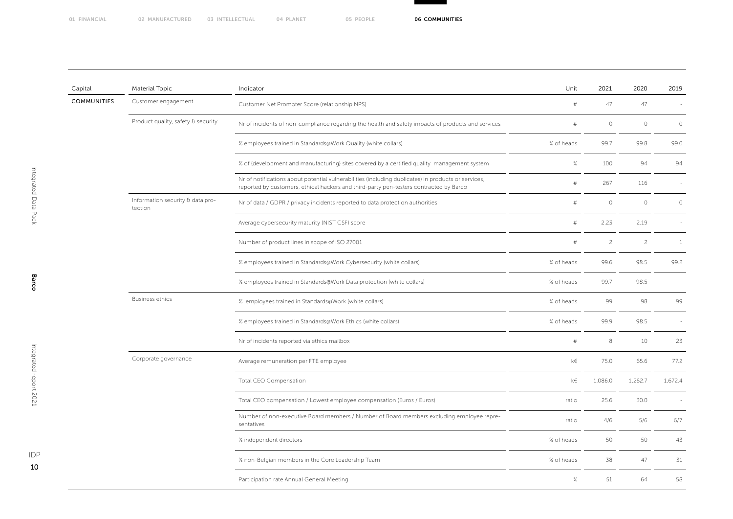| Capital | Material Topic | Indicator | Unit | 2021 | 2020 | 2019 |
|---|---|---|---|---|---|---|
| COMMUNITIES | Customer engagement | Customer Net Promoter Score (relationship NPS) | # | 47 | 47 | - |
| | Product quality, safety & security | Nr of incidents of non-compliance regarding the health and safety impacts of products and services | # | 0 | 0 | 0 |
| | | % employees trained in Standards@Work Quality (white collars) | % of heads | 99.7 | 99.8 | 99.0 |
| | | % of (development and manufacturing) sites covered by a certified quality management system | % | 100 | 94 | 94 |
| | | Nr of notifications about potential vulnerabilities (including duplicates) in products or services, reported by customers, ethical hackers and third-party pen-testers contracted by Barco | # | 267 | 116 | - |
| | Information security & data protection | Nr of data / GDPR / privacy incidents reported to data protection authorities | # | 0 | 0 | 0 |
| | | Average cybersecurity maturity (NIST CSF) score | # | 2.23 | 2.19 | - |
| | | Number of product lines in scope of ISO 27001 | # | 2 | 2 | 1 |
| | | % employees trained in Standards@Work Cybersecurity (white collars) | % of heads | 99.6 | 98.5 | 99.2 |
| | | % employees trained in Standards@Work Data protection (white collars) | % of heads | 99.7 | 98.5 | - |
| | Business ethics | % employees trained in Standards@Work (white collars) | % of heads | 99 | 98 | 99 |
| | | % employees trained in Standards@Work Ethics (white collars) | % of heads | 99.9 | 98.5 | - |
| | | Nr of incidents reported via ethics mailbox | # | 8 | 10 | 23 |
| | Corporate governance | Average remuneration per FTE employee | k€ | 75.0 | 65.6 | 77.2 |
| | | Total CEO Compensation | k€ | 1,086.0 | 1,262.7 | 1,672.4 |
| | | Total CEO compensation / Lowest employee compensation (Euros / Euros) | ratio | 25.6 | 30.0 | - |
| | | Number of non-executive Board members / Number of Board members excluding employee representatives | ratio | 4/6 | 5/6 | 6/7 |
| | | % independent directors | % of heads | 50 | 50 | 43 |
| | | % non-Belgian members in the Core Leadership Team | % of heads | 38 | 47 | 31 |
| | | Participation rate Annual General Meeting | % | 51 | 64 | 58 |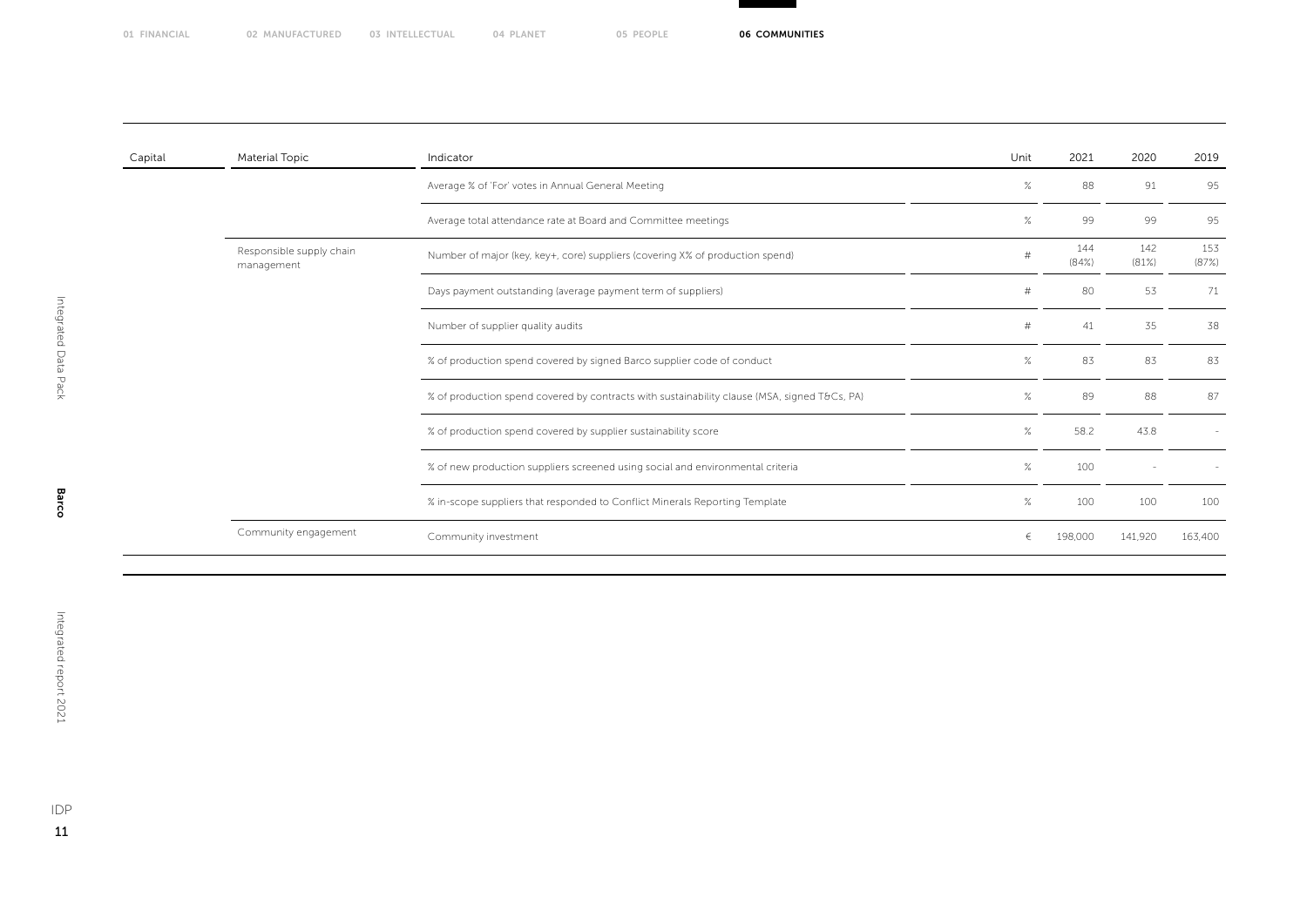| Capital | Material Topic | Indicator | Unit | 2021 | 2020 | 2019 |
|---|---|---|---|---|---|---|
| | | Average % of 'For' votes in Annual General Meeting | % | 88 | 91 | 95 |
| | | Average total attendance rate at Board and Committee meetings | % | 99 | 99 | 95 |
| | Responsible supply chain management | Number of major (key, key+, core) suppliers (covering X% of production spend) | # | 144 (84%) | 142 (81%) | 153 (87%) |
| | | Days payment outstanding (average payment term of suppliers) | # | 80 | 53 | 71 |
| | | Number of supplier quality audits | # | 41 | 35 | 38 |
| | | % of production spend covered by signed Barco supplier code of conduct | % | 83 | 83 | 83 |
| | | % of production spend covered by contracts with sustainability clause (MSA, signed T&Cs, PA) | % | 89 | 88 | 87 |
| | | % of production spend covered by supplier sustainability score | % | 58.2 | 43.8 | - |
| | | % of new production suppliers screened using social and environmental criteria | % | 100 | - | - |
| | | % in-scope suppliers that responded to Conflict Minerals Reporting Template | % | 100 | 100 | 100 |
| | Community engagement | Community investment | € | 198,000 | 141,920 | 163,400 |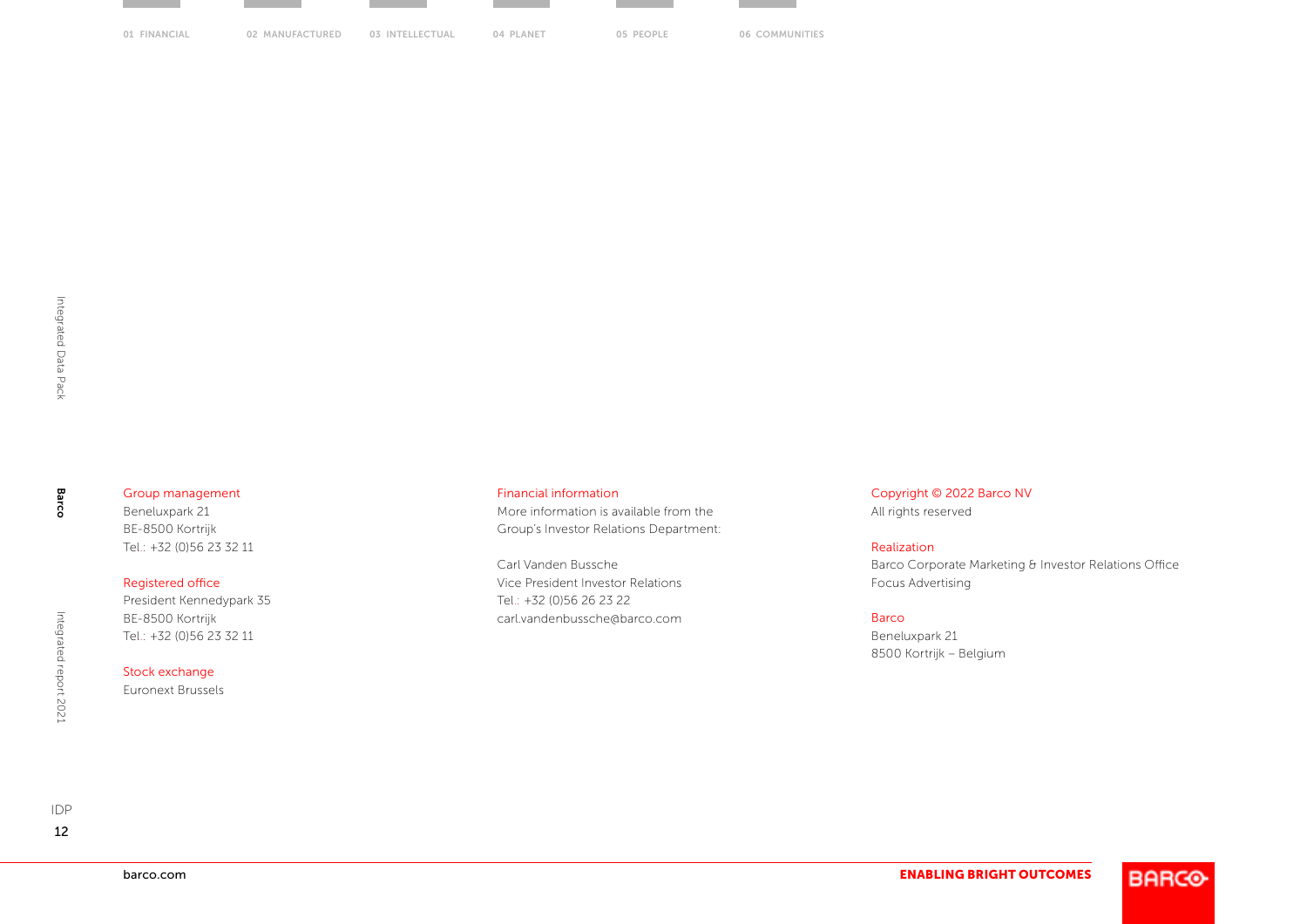**Group management**
Beneluxpark 21
BE-8500 Kortrijk
Tel.: +32 (0)56 23 32 11

**Registered office**
President Kennedypark 35
BE-8500 Kortrijk
Tel.: +32 (0)56 23 32 11

**Stock exchange**
Euronext Brussels

**Financial information**
More information is available from the Group's Investor Relations Department:

Carl Vanden Bussche
Vice President Investor Relations
Tel.: +32 (0)56 26 23 22
carl.vandenbussche@barco.com

**Copyright © 2022 Barco NV**
All rights reserved

**Realization**
Barco Corporate Marketing & Investor Relations Office
Focus Advertising

**Barco**
Beneluxpark 21
8500 Kortrijk – Belgium